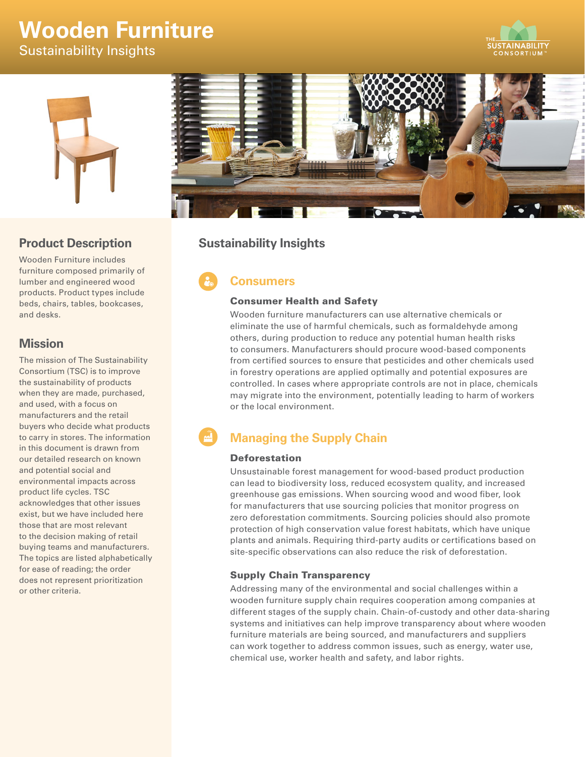# Wooden Furniture

Sustainability Insights

## Product Description

Wooden Furniture includes furniture composed primarily of lumber and engineered wood products. Product types include beds, chairs, tables, bookcases, and desks.

## Mission

The mission of The Sustainability Consortium (TSC) is to improve the sustainability of products when they are made, purchased, and used, with a focus on manufacturers and the retail buyers who decide what products to carry in stores. The information in this document is drawn from our detailed research on known and potential social and environmental impacts across product life cycles. TSC acknowledges that other issues exist, but we have included here those that are most relevant to the decision making of retail buying teams and manufacturers. The topics are listed alphabetically for ease of reading; the order does not represent prioritization or other criteria.

## Sustainability Insights

### Consumers

#### Consumer Health and Safety

Wooden furniture manufacturers can use alternative chemicals or eliminate the use of harmful chemicals, such as formaldehyde among others, during production to reduce any potential human health risks to consumers. Manufacturers should procure wood-based components from certified sources to ensure that pesticides and other chemicals used in forestry operations are applied optimally and potential exposures are controlled. In cases where appropriate controls are not in place, chemicals may migrate into the environment, potentially leading to harm of workers or the local environment.

### Managing the Supply Chain

#### Deforestation

Unsustainable forest management for wood-based product production can lead to biodiversity loss, reduced ecosystem quality, and increased greenhouse gas emissions. When sourcing wood and wood fiber, look for manufacturers that use sourcing policies that monitor progress on zero deforestation commitments. Sourcing policies should also promote protection of high conservation value forest habitats, which have unique plants and animals. Requiring third-party audits or certifications based on site-specific observations can also reduce the risk of deforestation.

#### Supply Chain Transparency

Addressing many of the environmental and social challenges within a wooden furniture supply chain requires cooperation among companies at different stages of the supply chain. Chain-of-custody and other data-sharing systems and initiatives can help improve transparency about where wooden furniture materials are being sourced, and manufacturers and suppliers can work together to address common issues, such as energy, water use, chemical use, worker health and safety, and labor rights.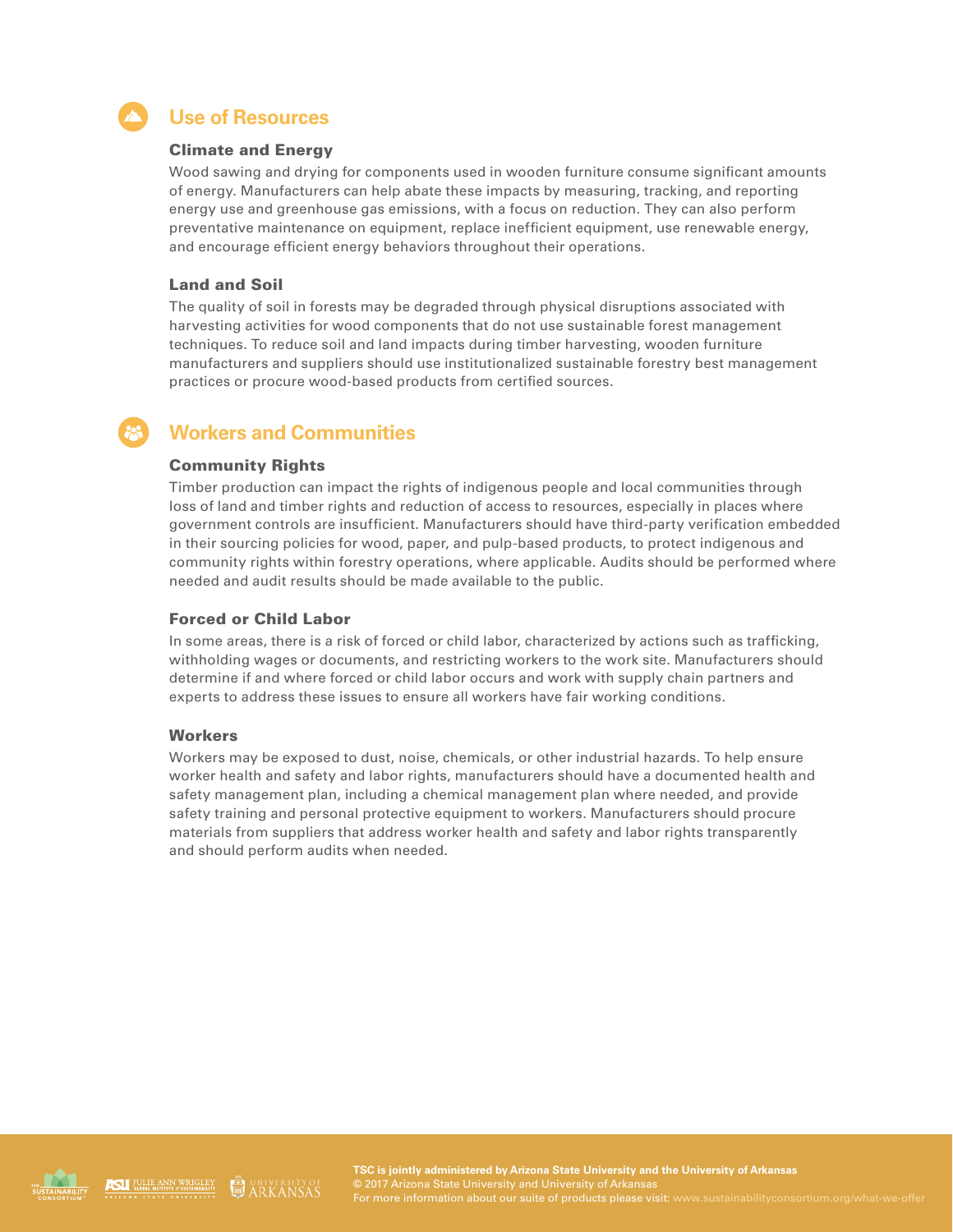## Use of Resources

### Climate and Energy

Wood sawing and drying for components used in wooden furniture consume significant amounts of energy. Manufacturers can help abate these impacts by measuring, tracking, and reporting energy use and greenhouse gas emissions, with a focus on reduction. They can also perform preventative maintenance on equipment, replace inefficient equipment, use renewable energy, and encourage efficient energy behaviors throughout their operations.

### Land and Soil

The quality of soil in forests may be degraded through physical disruptions associated with harvesting activities for wood components that do not use sustainable forest management techniques. To reduce soil and land impacts during timber harvesting, wooden furniture manufacturers and suppliers should use institutionalized sustainable forestry best management practices or procure wood-based products from certified sources.

## Workers and Communities

### Community Rights

Timber production can impact the rights of indigenous people and local communities through loss of land and timber rights and reduction of access to resources, especially in places where government controls are insufficient. Manufacturers should have third-party verification embedded in their sourcing policies for wood, paper, and pulp-based products, to protect indigenous and community rights within forestry operations, where applicable. Audits should be performed where needed and audit results should be made available to the public.

### Forced or Child Labor

In some areas, there is a risk of forced or child labor, characterized by actions such as trafficking, withholding wages or documents, and restricting workers to the work site. Manufacturers should determine if and where forced or child labor occurs and work with supply chain partners and experts to address these issues to ensure all workers have fair working conditions.

### Workers

Workers may be exposed to dust, noise, chemicals, or other industrial hazards. To help ensure worker health and safety and labor rights, manufacturers should have a documented health and safety management plan, including a chemical management plan where needed, and provide safety training and personal protective equipment to workers. Manufacturers should procure materials from suppliers that address worker health and safety and labor rights transparently and should perform audits when needed.

**TSC is jointly administered by Arizona State University and the University of Arkansas**
© 2017 Arizona State University and University of Arkansas
For more information about our suite of products please visit: www.sustainabilityconsortium.org/what-we-offer